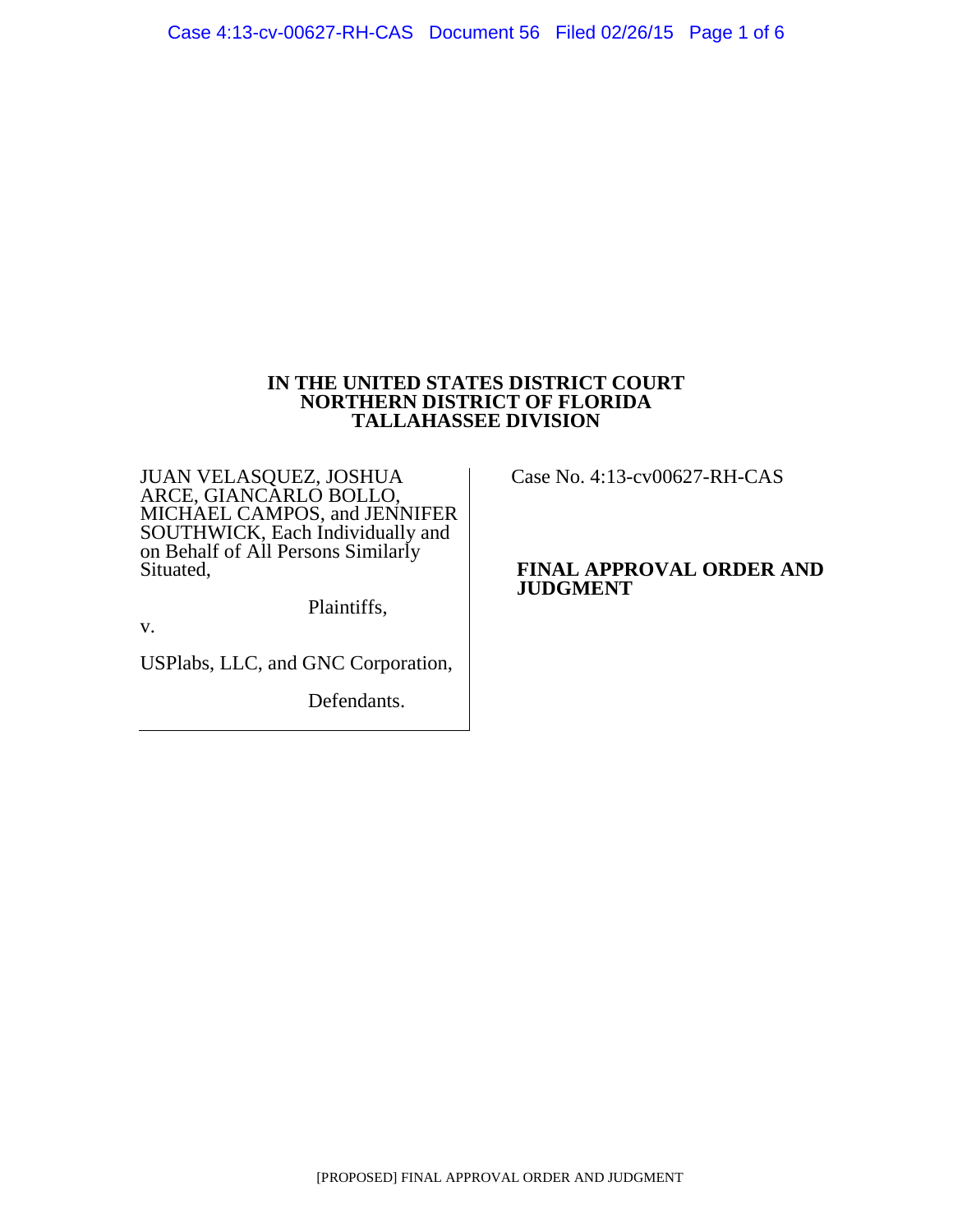**IN THE UNITED STATES DISTRICT COURT**
**NORTHERN DISTRICT OF FLORIDA**
**TALLAHASSEE DIVISION**

JUAN VELASQUEZ, JOSHUA ARCE, GIANCARLO BOLLO, MICHAEL CAMPOS, and JENNIFER SOUTHWICK, Each Individually and on Behalf of All Persons Similarly Situated,

Plaintiffs,

v.

USPlabs, LLC, and GNC Corporation,

Defendants.

Case No. 4:13-cv00627-RH-CAS

**FINAL APPROVAL ORDER AND JUDGMENT**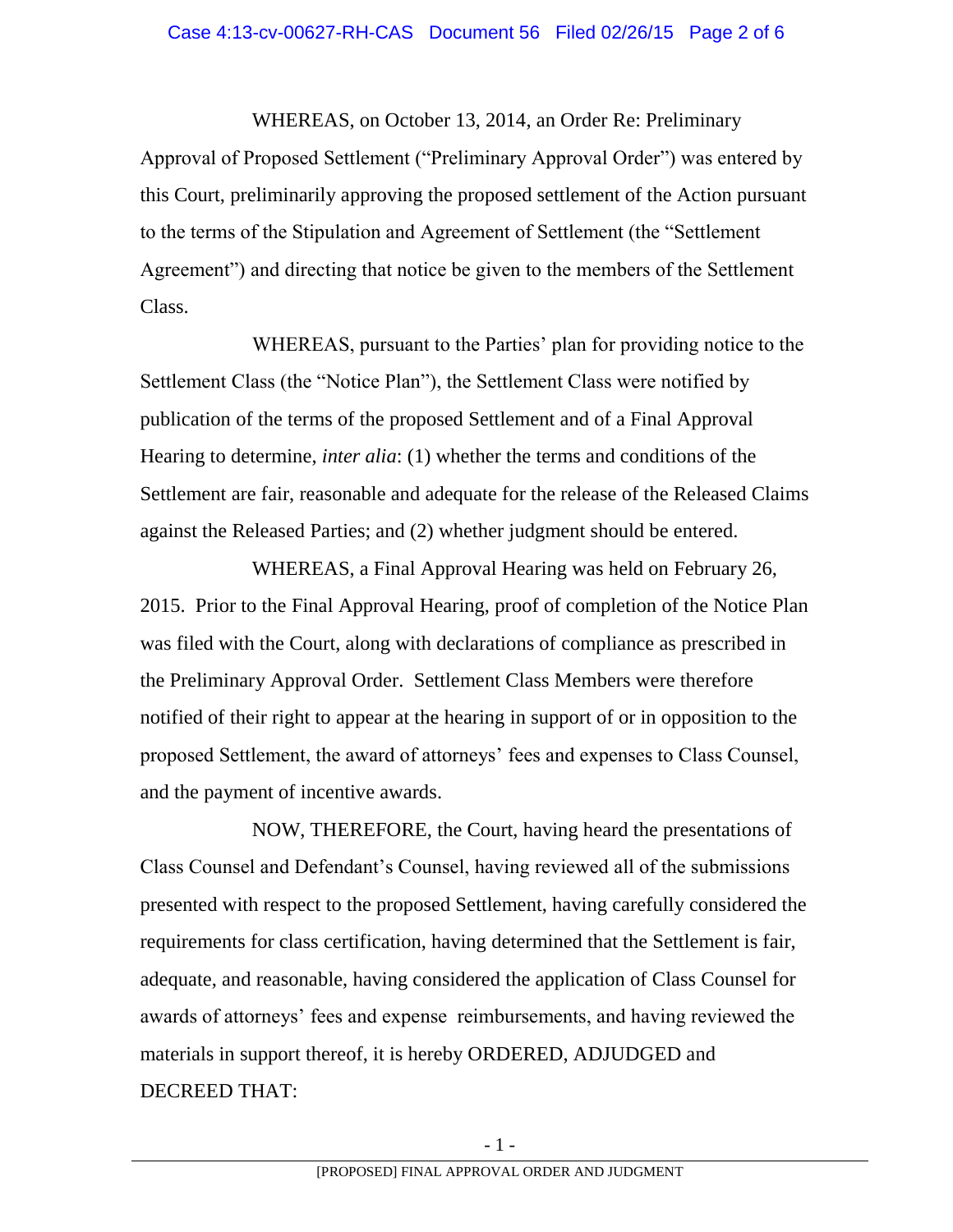WHEREAS, on October 13, 2014, an Order Re: Preliminary Approval of Proposed Settlement ("Preliminary Approval Order") was entered by this Court, preliminarily approving the proposed settlement of the Action pursuant to the terms of the Stipulation and Agreement of Settlement (the "Settlement Agreement") and directing that notice be given to the members of the Settlement Class.

WHEREAS, pursuant to the Parties' plan for providing notice to the Settlement Class (the "Notice Plan"), the Settlement Class were notified by publication of the terms of the proposed Settlement and of a Final Approval Hearing to determine, *inter alia*: (1) whether the terms and conditions of the Settlement are fair, reasonable and adequate for the release of the Released Claims against the Released Parties; and (2) whether judgment should be entered.

WHEREAS, a Final Approval Hearing was held on February 26, 2015. Prior to the Final Approval Hearing, proof of completion of the Notice Plan was filed with the Court, along with declarations of compliance as prescribed in the Preliminary Approval Order. Settlement Class Members were therefore notified of their right to appear at the hearing in support of or in opposition to the proposed Settlement, the award of attorneys' fees and expenses to Class Counsel, and the payment of incentive awards.

NOW, THEREFORE, the Court, having heard the presentations of Class Counsel and Defendant's Counsel, having reviewed all of the submissions presented with respect to the proposed Settlement, having carefully considered the requirements for class certification, having determined that the Settlement is fair, adequate, and reasonable, having considered the application of Class Counsel for awards of attorneys' fees and expense reimbursements, and having reviewed the materials in support thereof, it is hereby ORDERED, ADJUDGED and DECREED THAT: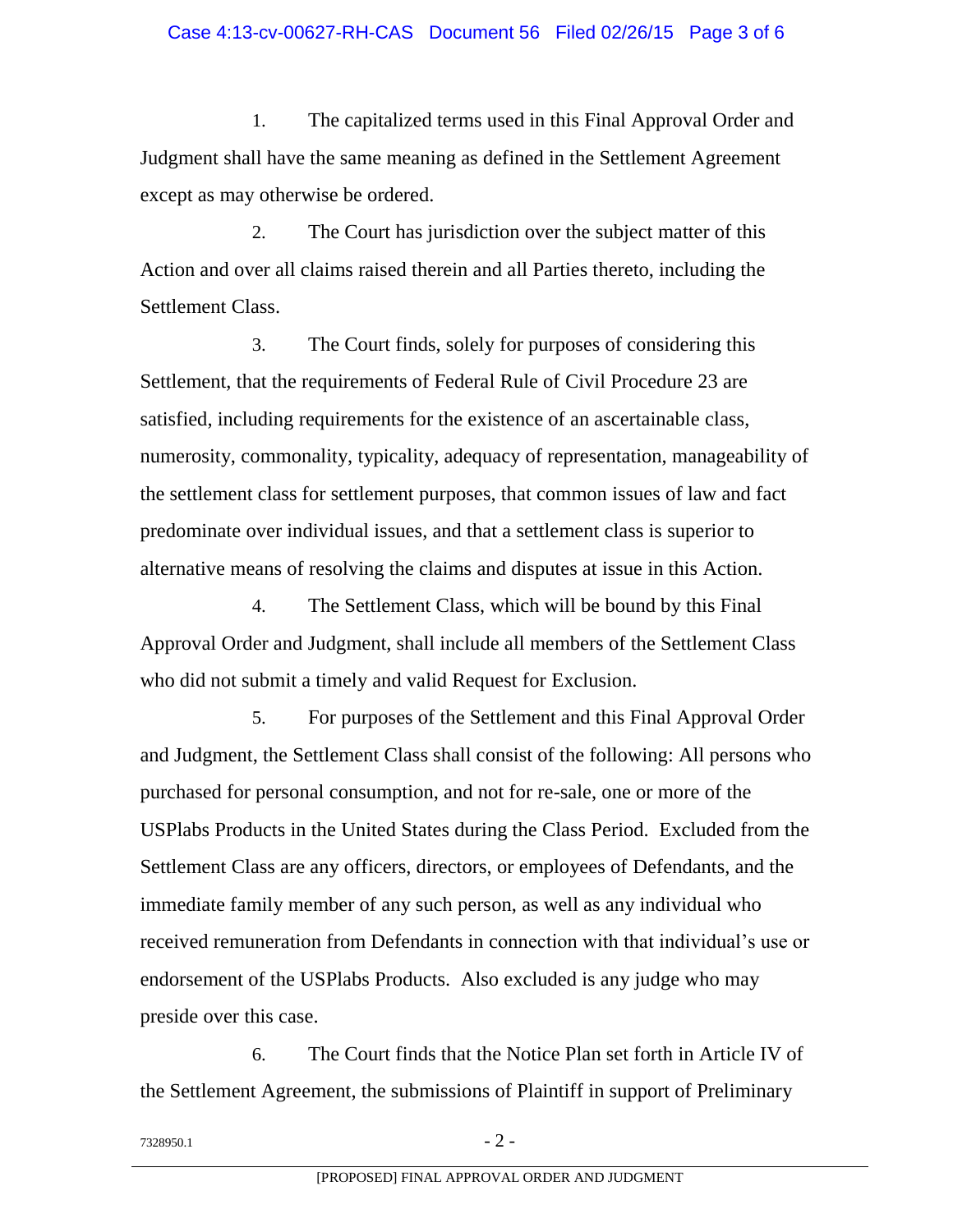1. The capitalized terms used in this Final Approval Order and Judgment shall have the same meaning as defined in the Settlement Agreement except as may otherwise be ordered.

2. The Court has jurisdiction over the subject matter of this Action and over all claims raised therein and all Parties thereto, including the Settlement Class.

3. The Court finds, solely for purposes of considering this Settlement, that the requirements of Federal Rule of Civil Procedure 23 are satisfied, including requirements for the existence of an ascertainable class, numerosity, commonality, typicality, adequacy of representation, manageability of the settlement class for settlement purposes, that common issues of law and fact predominate over individual issues, and that a settlement class is superior to alternative means of resolving the claims and disputes at issue in this Action.

4. The Settlement Class, which will be bound by this Final Approval Order and Judgment, shall include all members of the Settlement Class who did not submit a timely and valid Request for Exclusion.

5. For purposes of the Settlement and this Final Approval Order and Judgment, the Settlement Class shall consist of the following: All persons who purchased for personal consumption, and not for re-sale, one or more of the USPlabs Products in the United States during the Class Period. Excluded from the Settlement Class are any officers, directors, or employees of Defendants, and the immediate family member of any such person, as well as any individual who received remuneration from Defendants in connection with that individual's use or endorsement of the USPlabs Products. Also excluded is any judge who may preside over this case.

6. The Court finds that the Notice Plan set forth in Article IV of the Settlement Agreement, the submissions of Plaintiff in support of Preliminary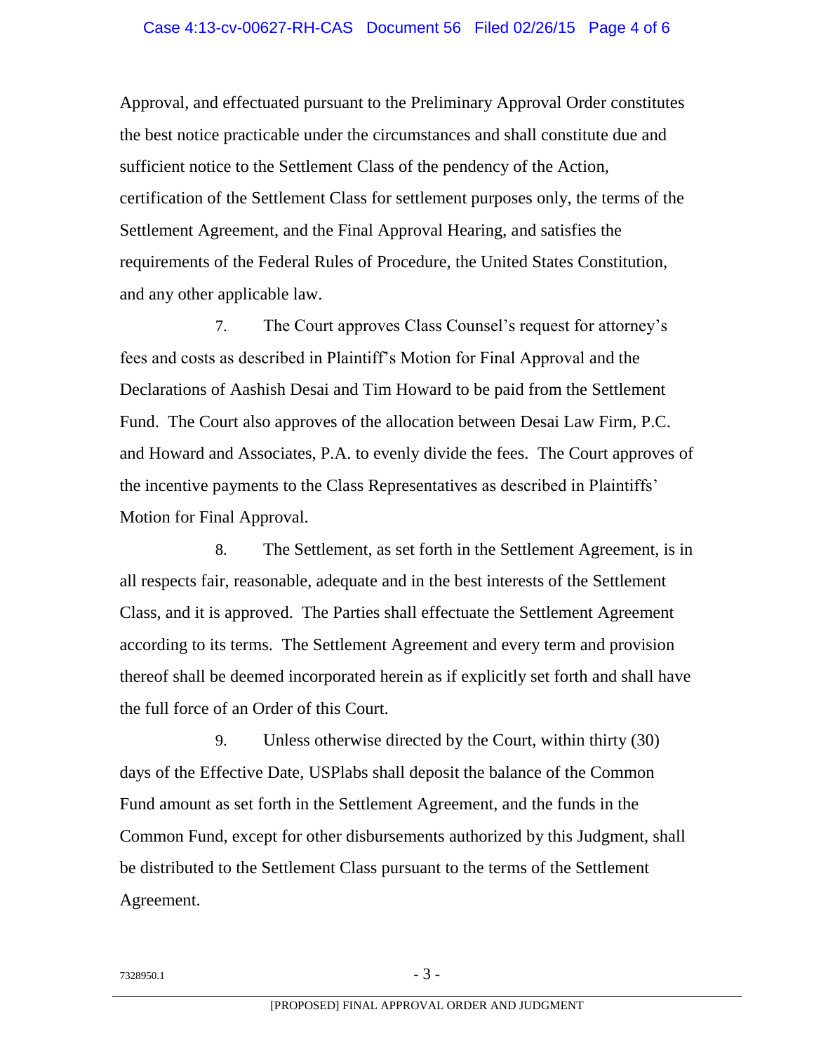Approval, and effectuated pursuant to the Preliminary Approval Order constitutes the best notice practicable under the circumstances and shall constitute due and sufficient notice to the Settlement Class of the pendency of the Action, certification of the Settlement Class for settlement purposes only, the terms of the Settlement Agreement, and the Final Approval Hearing, and satisfies the requirements of the Federal Rules of Procedure, the United States Constitution, and any other applicable law.

7. The Court approves Class Counsel's request for attorney's fees and costs as described in Plaintiff's Motion for Final Approval and the Declarations of Aashish Desai and Tim Howard to be paid from the Settlement Fund. The Court also approves of the allocation between Desai Law Firm, P.C. and Howard and Associates, P.A. to evenly divide the fees. The Court approves of the incentive payments to the Class Representatives as described in Plaintiffs' Motion for Final Approval.

8. The Settlement, as set forth in the Settlement Agreement, is in all respects fair, reasonable, adequate and in the best interests of the Settlement Class, and it is approved. The Parties shall effectuate the Settlement Agreement according to its terms. The Settlement Agreement and every term and provision thereof shall be deemed incorporated herein as if explicitly set forth and shall have the full force of an Order of this Court.

9. Unless otherwise directed by the Court, within thirty (30) days of the Effective Date, USPlabs shall deposit the balance of the Common Fund amount as set forth in the Settlement Agreement, and the funds in the Common Fund, except for other disbursements authorized by this Judgment, shall be distributed to the Settlement Class pursuant to the terms of the Settlement Agreement.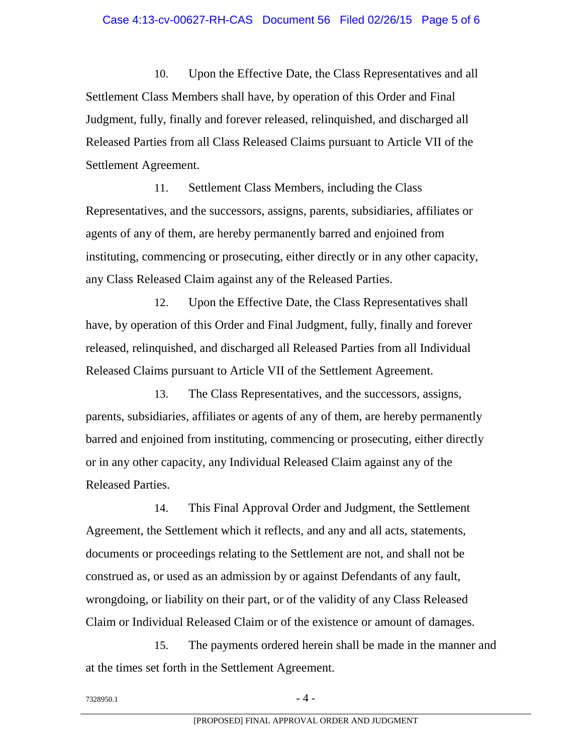10. Upon the Effective Date, the Class Representatives and all Settlement Class Members shall have, by operation of this Order and Final Judgment, fully, finally and forever released, relinquished, and discharged all Released Parties from all Class Released Claims pursuant to Article VII of the Settlement Agreement.

11. Settlement Class Members, including the Class Representatives, and the successors, assigns, parents, subsidiaries, affiliates or agents of any of them, are hereby permanently barred and enjoined from instituting, commencing or prosecuting, either directly or in any other capacity, any Class Released Claim against any of the Released Parties.

12. Upon the Effective Date, the Class Representatives shall have, by operation of this Order and Final Judgment, fully, finally and forever released, relinquished, and discharged all Released Parties from all Individual Released Claims pursuant to Article VII of the Settlement Agreement.

13. The Class Representatives, and the successors, assigns, parents, subsidiaries, affiliates or agents of any of them, are hereby permanently barred and enjoined from instituting, commencing or prosecuting, either directly or in any other capacity, any Individual Released Claim against any of the Released Parties.

14. This Final Approval Order and Judgment, the Settlement Agreement, the Settlement which it reflects, and any and all acts, statements, documents or proceedings relating to the Settlement are not, and shall not be construed as, or used as an admission by or against Defendants of any fault, wrongdoing, or liability on their part, or of the validity of any Class Released Claim or Individual Released Claim or of the existence or amount of damages.

15. The payments ordered herein shall be made in the manner and at the times set forth in the Settlement Agreement.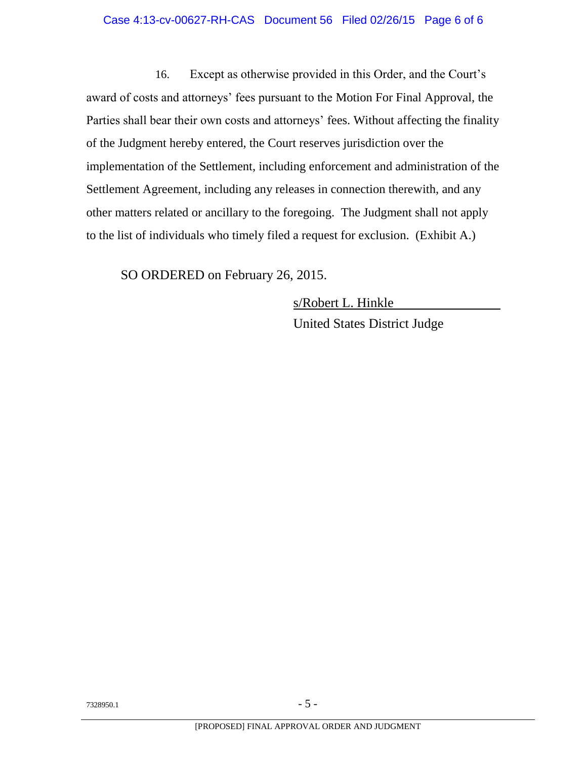16. Except as otherwise provided in this Order, and the Court's award of costs and attorneys' fees pursuant to the Motion For Final Approval, the Parties shall bear their own costs and attorneys' fees. Without affecting the finality of the Judgment hereby entered, the Court reserves jurisdiction over the implementation of the Settlement, including enforcement and administration of the Settlement Agreement, including any releases in connection therewith, and any other matters related or ancillary to the foregoing. The Judgment shall not apply to the list of individuals who timely filed a request for exclusion. (Exhibit A.)

SO ORDERED on February 26, 2015.

s/Robert L. Hinkle
United States District Judge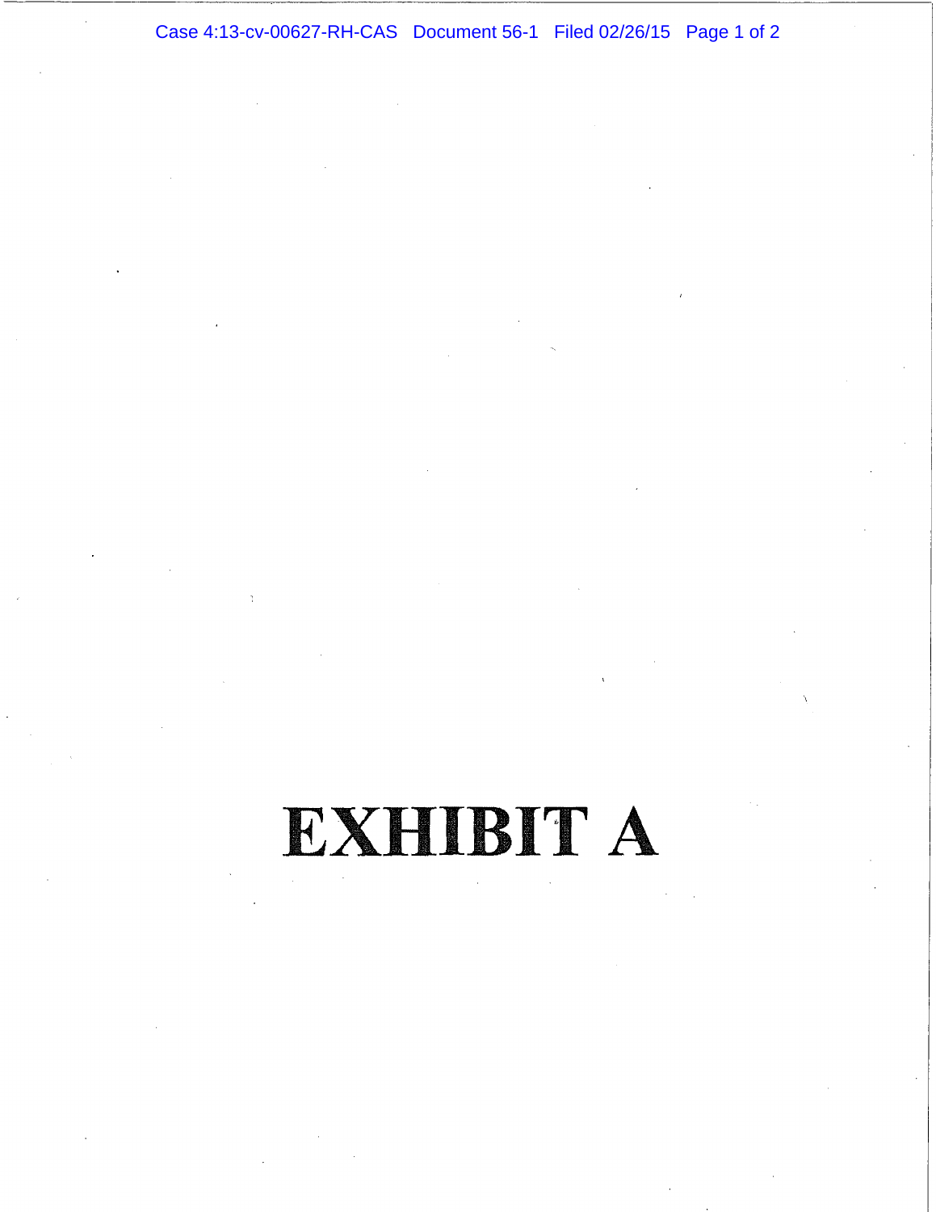# EXHIBIT A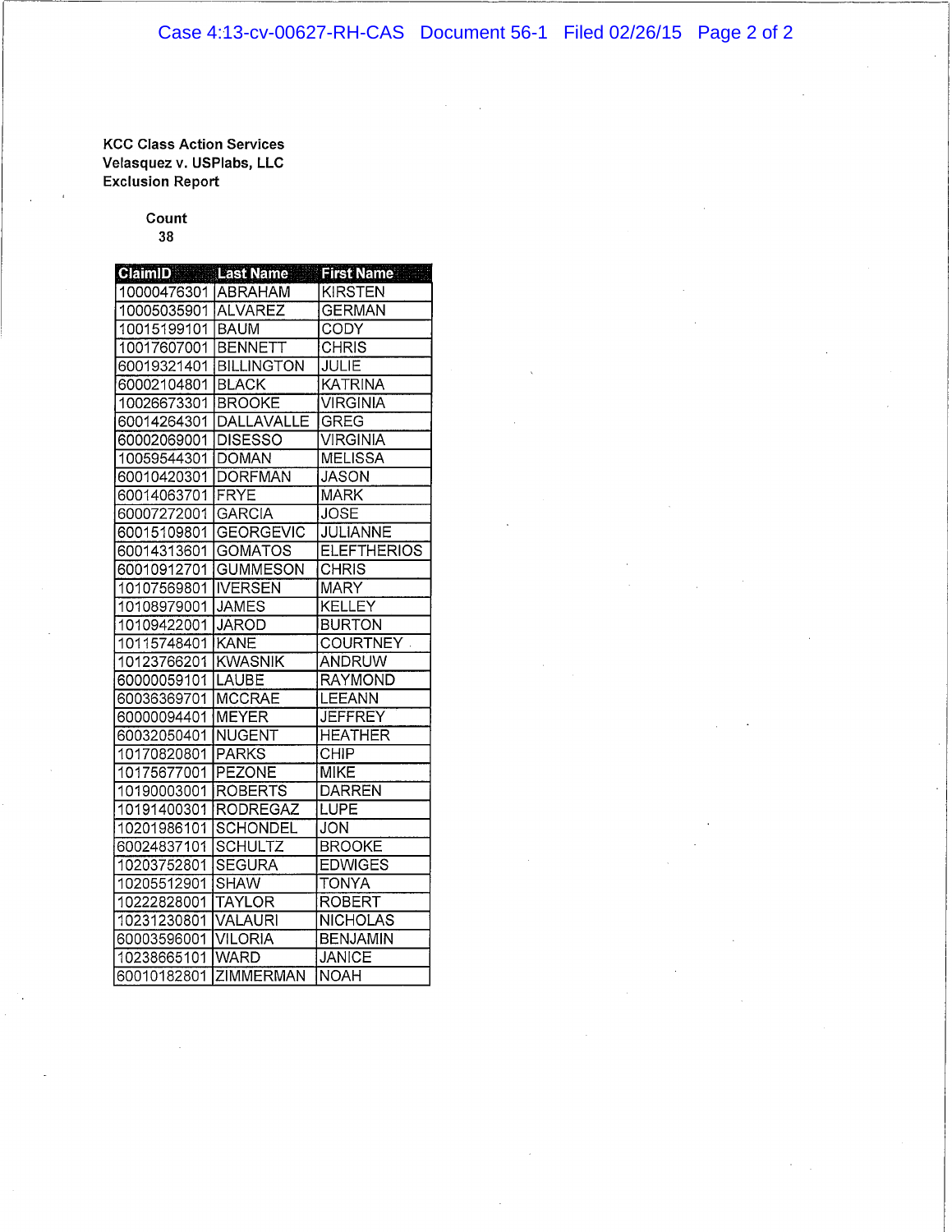**KCC Class Action Services**
**Velasquez v. USPlabs, LLC**
**Exclusion Report**

**Count**
**38**

| ClaimID | Last Name | First Name |
|---|---|---|
| 10000476301 | ABRAHAM | KIRSTEN |
| 10005035901 | ALVAREZ | GERMAN |
| 10015199101 | BAUM | CODY |
| 10017607001 | BENNETT | CHRIS |
| 60019321401 | BILLINGTON | JULIE |
| 60002104801 | BLACK | KATRINA |
| 10026673301 | BROOKE | VIRGINIA |
| 60014264301 | DALLAVALLE | GREG |
| 60002069001 | DISESSO | VIRGINIA |
| 10059544301 | DOMAN | MELISSA |
| 60010420301 | DORFMAN | JASON |
| 60014063701 | FRYE | MARK |
| 60007272001 | GARCIA | JOSE |
| 60015109801 | GEORGEVIC | JULIANNE |
| 60014313601 | GOMATOS | ELEFTHERIOS |
| 60010912701 | GUMMESON | CHRIS |
| 10107569801 | IVERSEN | MARY |
| 10108979001 | JAMES | KELLEY |
| 10109422001 | JAROD | BURTON |
| 10115748401 | KANE | COURTNEY |
| 10123766201 | KWASNIK | ANDRUW |
| 60000059101 | LAUBE | RAYMOND |
| 60036369701 | MCCRAE | LEEANN |
| 60000094401 | MEYER | JEFFREY |
| 60032050401 | NUGENT | HEATHER |
| 10170820801 | PARKS | CHIP |
| 10175677001 | PEZONE | MIKE |
| 10190003001 | ROBERTS | DARREN |
| 10191400301 | RODREGAZ | LUPE |
| 10201986101 | SCHONDEL | JON |
| 60024837101 | SCHULTZ | BROOKE |
| 10203752801 | SEGURA | EDWIGES |
| 10205512901 | SHAW | TONYA |
| 10222828001 | TAYLOR | ROBERT |
| 10231230801 | VALAURI | NICHOLAS |
| 60003596001 | VILORIA | BENJAMIN |
| 10238665101 | WARD | JANICE |
| 60010182801 | ZIMMERMAN | NOAH |